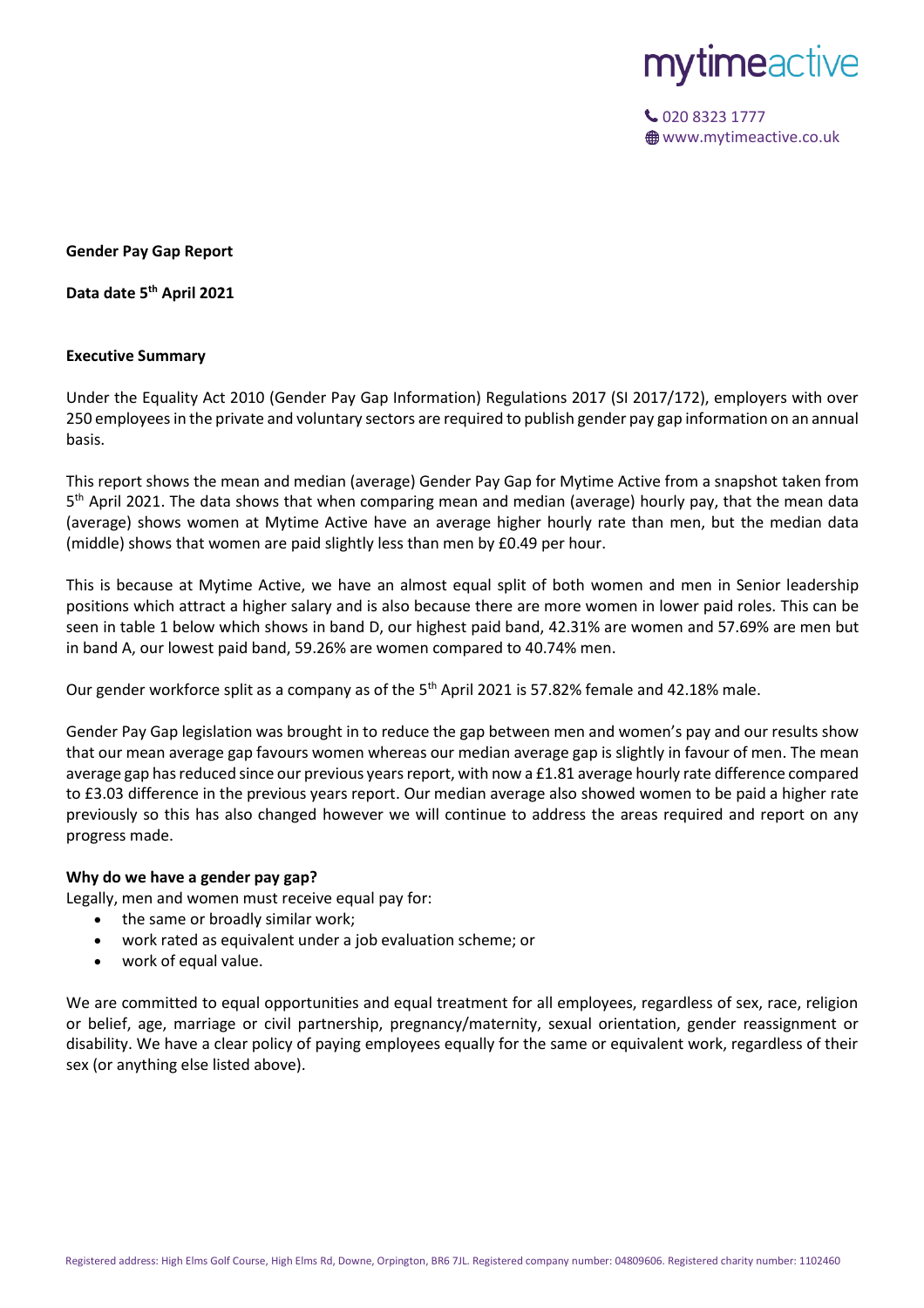mytimeactive

020 8323 1777
www.mytimeactive.co.uk

**Gender Pay Gap Report**

**Data date 5th April 2021**

**Executive Summary**

Under the Equality Act 2010 (Gender Pay Gap Information) Regulations 2017 (SI 2017/172), employers with over 250 employees in the private and voluntary sectors are required to publish gender pay gap information on an annual basis.

This report shows the mean and median (average) Gender Pay Gap for Mytime Active from a snapshot taken from 5th April 2021. The data shows that when comparing mean and median (average) hourly pay, that the mean data (average) shows women at Mytime Active have an average higher hourly rate than men, but the median data (middle) shows that women are paid slightly less than men by £0.49 per hour.

This is because at Mytime Active, we have an almost equal split of both women and men in Senior leadership positions which attract a higher salary and is also because there are more women in lower paid roles. This can be seen in table 1 below which shows in band D, our highest paid band, 42.31% are women and 57.69% are men but in band A, our lowest paid band, 59.26% are women compared to 40.74% men.

Our gender workforce split as a company as of the 5th April 2021 is 57.82% female and 42.18% male.

Gender Pay Gap legislation was brought in to reduce the gap between men and women's pay and our results show that our mean average gap favours women whereas our median average gap is slightly in favour of men. The mean average gap has reduced since our previous years report, with now a £1.81 average hourly rate difference compared to £3.03 difference in the previous years report. Our median average also showed women to be paid a higher rate previously so this has also changed however we will continue to address the areas required and report on any progress made.

**Why do we have a gender pay gap?**

Legally, men and women must receive equal pay for:

- the same or broadly similar work;
- work rated as equivalent under a job evaluation scheme; or
- work of equal value.

We are committed to equal opportunities and equal treatment for all employees, regardless of sex, race, religion or belief, age, marriage or civil partnership, pregnancy/maternity, sexual orientation, gender reassignment or disability. We have a clear policy of paying employees equally for the same or equivalent work, regardless of their sex (or anything else listed above).

Registered address: High Elms Golf Course, High Elms Rd, Downe, Orpington, BR6 7JL. Registered company number: 04809606. Registered charity number: 1102460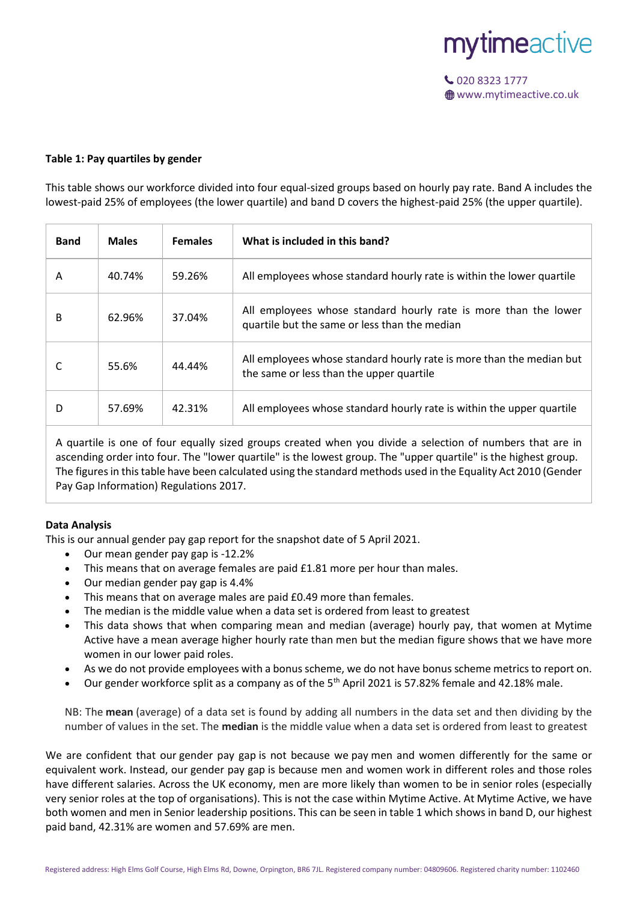**Table 1: Pay quartiles by gender**

This table shows our workforce divided into four equal-sized groups based on hourly pay rate. Band A includes the lowest-paid 25% of employees (the lower quartile) and band D covers the highest-paid 25% (the upper quartile).

| Band | Males | Females | What is included in this band? |
|---|---|---|---|
| A | 40.74% | 59.26% | All employees whose standard hourly rate is within the lower quartile |
| B | 62.96% | 37.04% | All employees whose standard hourly rate is more than the lower quartile but the same or less than the median |
| C | 55.6% | 44.44% | All employees whose standard hourly rate is more than the median but the same or less than the upper quartile |
| D | 57.69% | 42.31% | All employees whose standard hourly rate is within the upper quartile |

A quartile is one of four equally sized groups created when you divide a selection of numbers that are in ascending order into four. The "lower quartile" is the lowest group. The "upper quartile" is the highest group. The figures in this table have been calculated using the standard methods used in the Equality Act 2010 (Gender Pay Gap Information) Regulations 2017.

**Data Analysis**

This is our annual gender pay gap report for the snapshot date of 5 April 2021.

- Our mean gender pay gap is -12.2%
- This means that on average females are paid £1.81 more per hour than males.
- Our median gender pay gap is 4.4%
- This means that on average males are paid £0.49 more than females.
- The median is the middle value when a data set is ordered from least to greatest
- This data shows that when comparing mean and median (average) hourly pay, that women at Mytime Active have a mean average higher hourly rate than men but the median figure shows that we have more women in our lower paid roles.
- As we do not provide employees with a bonus scheme, we do not have bonus scheme metrics to report on.
- Our gender workforce split as a company as of the 5th April 2021 is 57.82% female and 42.18% male.

NB: The **mean** (average) of a data set is found by adding all numbers in the data set and then dividing by the number of values in the set. The **median** is the middle value when a data set is ordered from least to greatest

We are confident that our gender pay gap is not because we pay men and women differently for the same or equivalent work. Instead, our gender pay gap is because men and women work in different roles and those roles have different salaries. Across the UK economy, men are more likely than women to be in senior roles (especially very senior roles at the top of organisations). This is not the case within Mytime Active. At Mytime Active, we have both women and men in Senior leadership positions. This can be seen in table 1 which shows in band D, our highest paid band, 42.31% are women and 57.69% are men.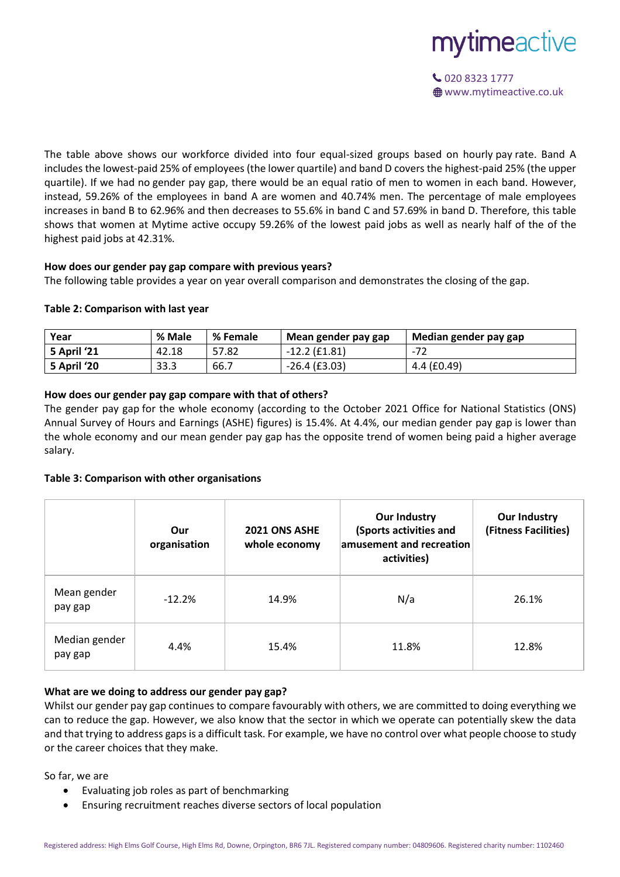The table above shows our workforce divided into four equal-sized groups based on hourly pay rate. Band A includes the lowest-paid 25% of employees (the lower quartile) and band D covers the highest-paid 25% (the upper quartile). If we had no gender pay gap, there would be an equal ratio of men to women in each band. However, instead, 59.26% of the employees in band A are women and 40.74% men. The percentage of male employees increases in band B to 62.96% and then decreases to 55.6% in band C and 57.69% in band D. Therefore, this table shows that women at Mytime active occupy 59.26% of the lowest paid jobs as well as nearly half of the of the highest paid jobs at 42.31%.

**How does our gender pay gap compare with previous years?**

The following table provides a year on year overall comparison and demonstrates the closing of the gap.

**Table 2: Comparison with last year**

| Year | % Male | % Female | Mean gender pay gap | Median gender pay gap |
|---|---|---|---|---|
| **5 April '21** | 42.18 | 57.82 | -12.2 (£1.81) | -72 |
| **5 April '20** | 33.3 | 66.7 | -26.4 (£3.03) | 4.4 (£0.49) |

**How does our gender pay gap compare with that of others?**

The gender pay gap for the whole economy (according to the October 2021 Office for National Statistics (ONS) Annual Survey of Hours and Earnings (ASHE) figures) is 15.4%. At 4.4%, our median gender pay gap is lower than the whole economy and our mean gender pay gap has the opposite trend of women being paid a higher average salary.

**Table 3: Comparison with other organisations**

| | **Our organisation** | **2021 ONS ASHE whole economy** | **Our Industry (Sports activities and amusement and recreation activities)** | **Our Industry (Fitness Facilities)** |
|---|---|---|---|---|
| Mean gender pay gap | -12.2% | 14.9% | N/a | 26.1% |
| Median gender pay gap | 4.4% | 15.4% | 11.8% | 12.8% |

**What are we doing to address our gender pay gap?**

Whilst our gender pay gap continues to compare favourably with others, we are committed to doing everything we can to reduce the gap. However, we also know that the sector in which we operate can potentially skew the data and that trying to address gaps is a difficult task. For example, we have no control over what people choose to study or the career choices that they make.

So far, we are

- Evaluating job roles as part of benchmarking
- Ensuring recruitment reaches diverse sectors of local population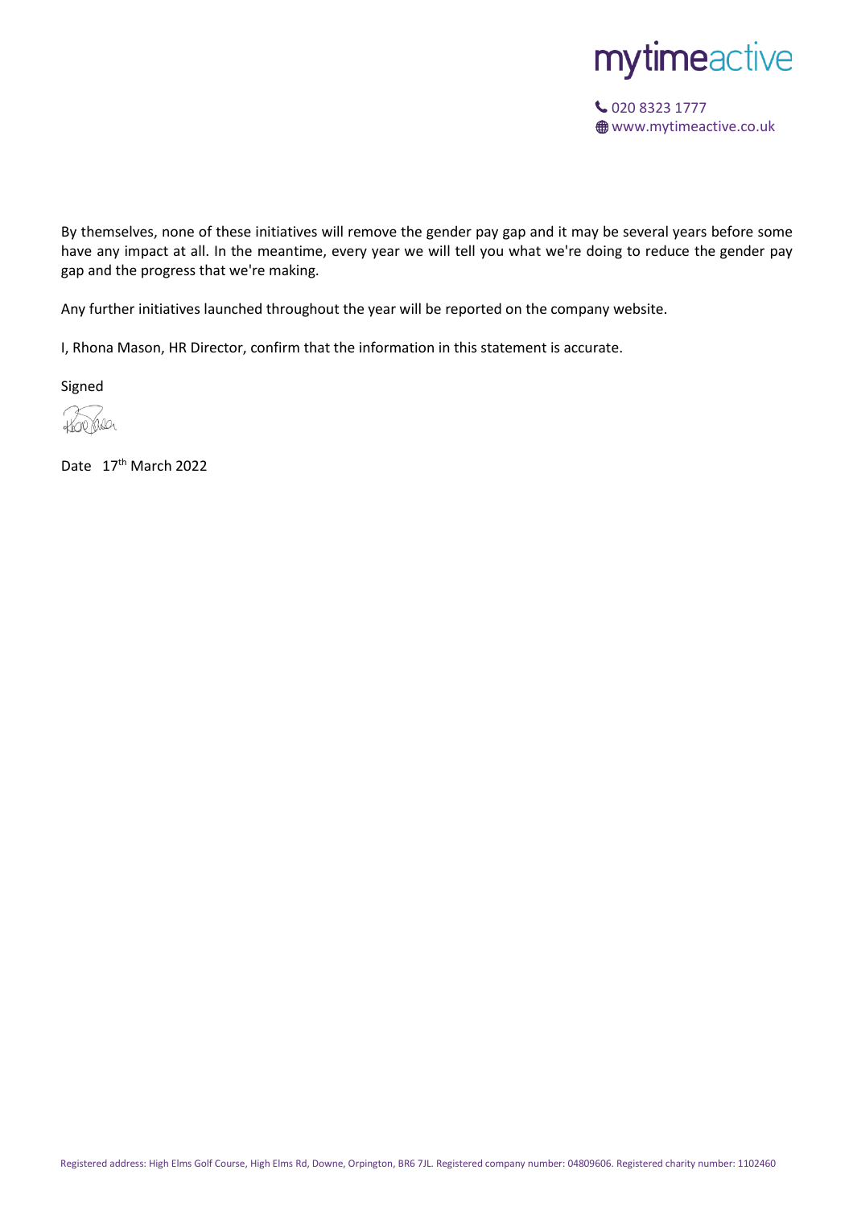By themselves, none of these initiatives will remove the gender pay gap and it may be several years before some have any impact at all. In the meantime, every year we will tell you what we're doing to reduce the gender pay gap and the progress that we're making.

Any further initiatives launched throughout the year will be reported on the company website.

I, Rhona Mason, HR Director, confirm that the information in this statement is accurate.

Signed

Date 17th March 2022